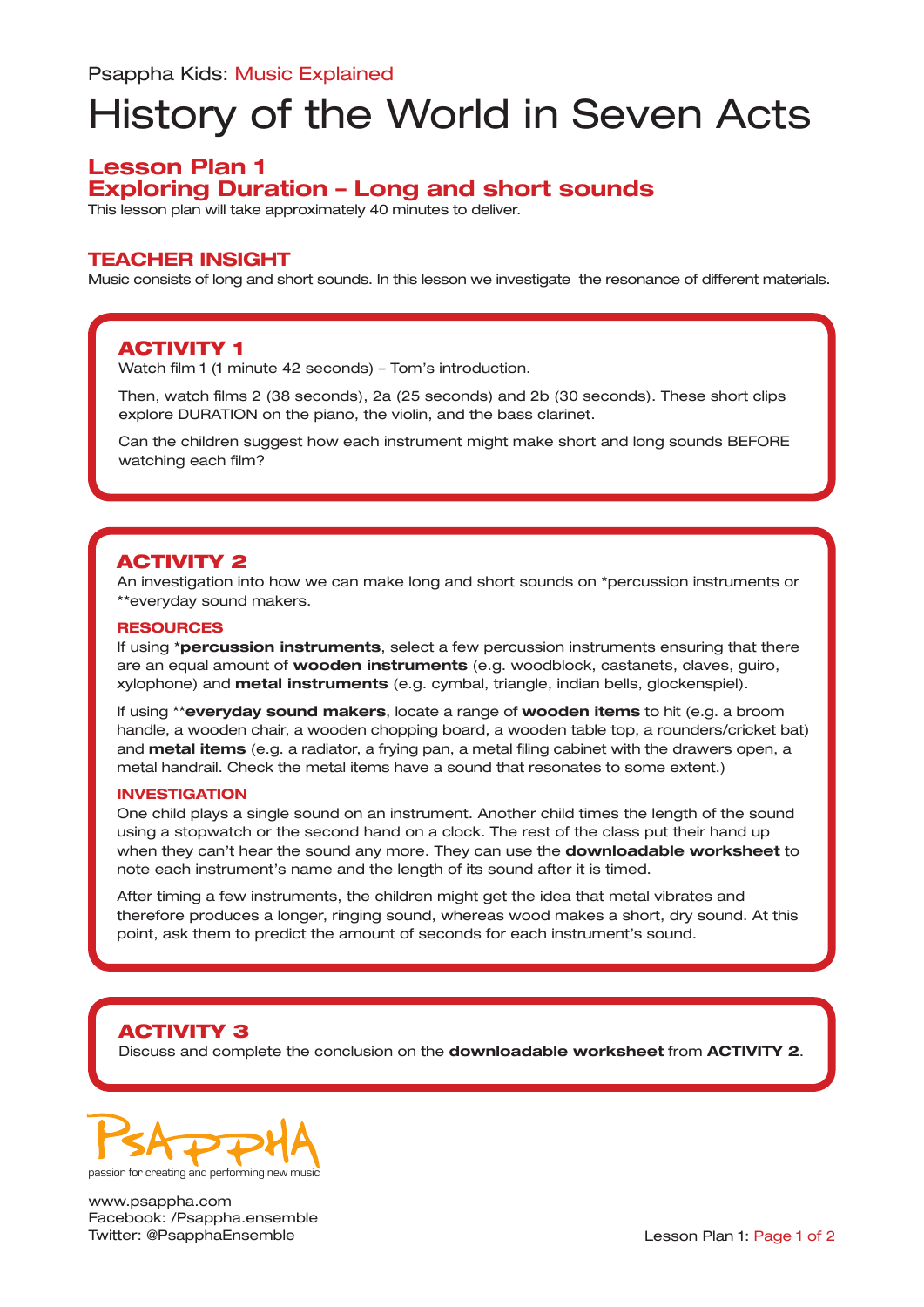Psappha Kids: Music Explained

# History of the World in Seven Acts

## Lesson Plan 1
## Exploring Duration – Long and short sounds

This lesson plan will take approximately 40 minutes to deliver.

### TEACHER INSIGHT

Music consists of long and short sounds. In this lesson we investigate the resonance of different materials.

### ACTIVITY 1

Watch film 1 (1 minute 42 seconds) – Tom's introduction.

Then, watch films 2 (38 seconds), 2a (25 seconds) and 2b (30 seconds). These short clips explore DURATION on the piano, the violin, and the bass clarinet.

Can the children suggest how each instrument might make short and long sounds BEFORE watching each film?

### ACTIVITY 2

An investigation into how we can make long and short sounds on *percussion instruments or **everyday sound makers.

#### RESOURCES

If using ***percussion instruments**, select a few percussion instruments ensuring that there are an equal amount of **wooden instruments** (e.g. woodblock, castanets, claves, guiro, xylophone) and **metal instruments** (e.g. cymbal, triangle, indian bells, glockenspiel).

If using ****everyday sound makers**, locate a range of **wooden items** to hit (e.g. a broom handle, a wooden chair, a wooden chopping board, a wooden table top, a rounders/cricket bat) and **metal items** (e.g. a radiator, a frying pan, a metal filing cabinet with the drawers open, a metal handrail. Check the metal items have a sound that resonates to some extent.)

#### INVESTIGATION

One child plays a single sound on an instrument. Another child times the length of the sound using a stopwatch or the second hand on a clock. The rest of the class put their hand up when they can't hear the sound any more. They can use the **downloadable worksheet** to note each instrument's name and the length of its sound after it is timed.

After timing a few instruments, the children might get the idea that metal vibrates and therefore produces a longer, ringing sound, whereas wood makes a short, dry sound. At this point, ask them to predict the amount of seconds for each instrument's sound.

### ACTIVITY 3

Discuss and complete the conclusion on the **downloadable worksheet** from **ACTIVITY 2**.

PSAPPHA
passion for creating and performing new music

www.psappha.com
Facebook: /Psappha.ensemble
Twitter: @PsapphaEnsemble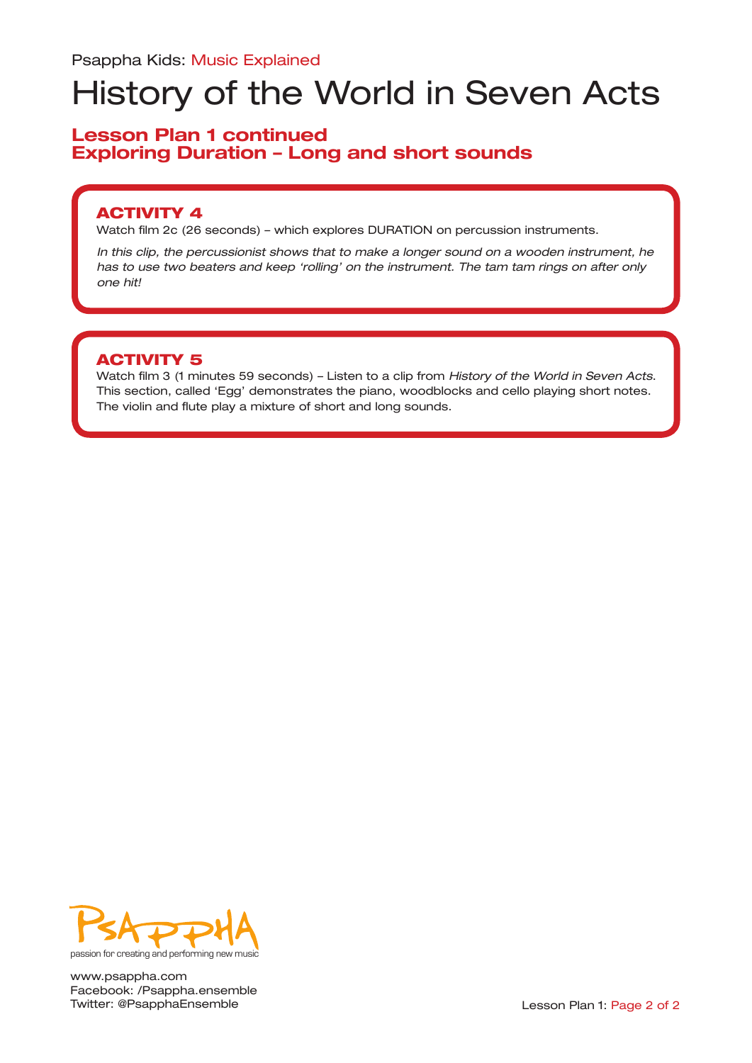Psappha Kids: Music Explained

# History of the World in Seven Acts

## Lesson Plan 1 continued
## Exploring Duration – Long and short sounds

### ACTIVITY 4

Watch film 2c (26 seconds) – which explores DURATION on percussion instruments.

*In this clip, the percussionist shows that to make a longer sound on a wooden instrument, he has to use two beaters and keep 'rolling' on the instrument. The tam tam rings on after only one hit!*

### ACTIVITY 5

Watch film 3 (1 minutes 59 seconds) – Listen to a clip from *History of the World in Seven Acts*. This section, called 'Egg' demonstrates the piano, woodblocks and cello playing short notes. The violin and flute play a mixture of short and long sounds.

PSAPPHA
passion for creating and performing new music

www.psappha.com
Facebook: /Psappha.ensemble
Twitter: @PsapphaEnsemble